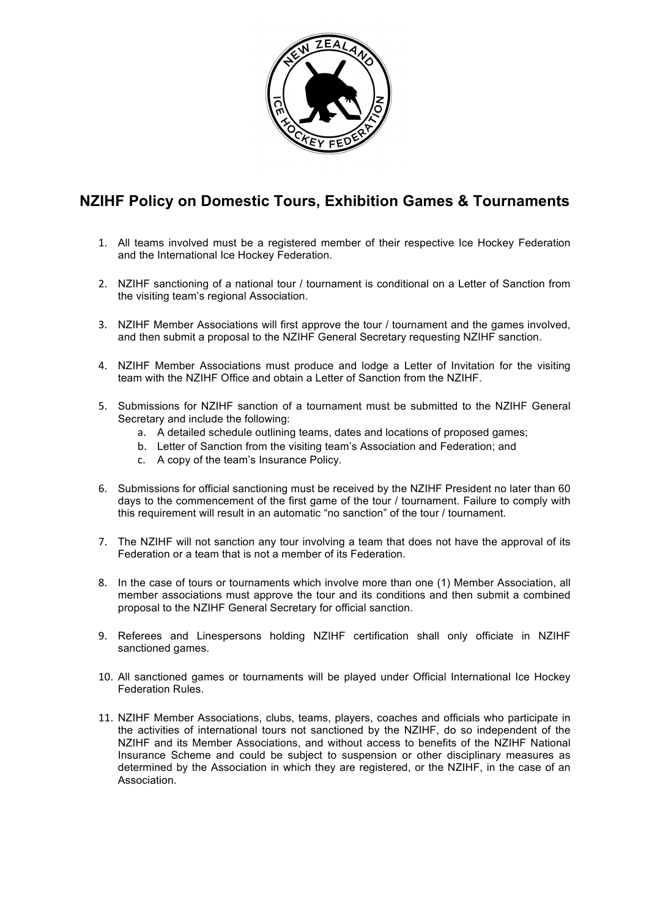# NZIHF Policy on Domestic Tours, Exhibition Games & Tournaments

1. All teams involved must be a registered member of their respective Ice Hockey Federation and the International Ice Hockey Federation.

2. NZIHF sanctioning of a national tour / tournament is conditional on a Letter of Sanction from the visiting team's regional Association.

3. NZIHF Member Associations will first approve the tour / tournament and the games involved, and then submit a proposal to the NZIHF General Secretary requesting NZIHF sanction.

4. NZIHF Member Associations must produce and lodge a Letter of Invitation for the visiting team with the NZIHF Office and obtain a Letter of Sanction from the NZIHF.

5. Submissions for NZIHF sanction of a tournament must be submitted to the NZIHF General Secretary and include the following:
   a. A detailed schedule outlining teams, dates and locations of proposed games;
   b. Letter of Sanction from the visiting team's Association and Federation; and
   c. A copy of the team's Insurance Policy.

6. Submissions for official sanctioning must be received by the NZIHF President no later than 60 days to the commencement of the first game of the tour / tournament. Failure to comply with this requirement will result in an automatic "no sanction" of the tour / tournament.

7. The NZIHF will not sanction any tour involving a team that does not have the approval of its Federation or a team that is not a member of its Federation.

8. In the case of tours or tournaments which involve more than one (1) Member Association, all member associations must approve the tour and its conditions and then submit a combined proposal to the NZIHF General Secretary for official sanction.

9. Referees and Linespersons holding NZIHF certification shall only officiate in NZIHF sanctioned games.

10. All sanctioned games or tournaments will be played under Official International Ice Hockey Federation Rules.

11. NZIHF Member Associations, clubs, teams, players, coaches and officials who participate in the activities of international tours not sanctioned by the NZIHF, do so independent of the NZIHF and its Member Associations, and without access to benefits of the NZIHF National Insurance Scheme and could be subject to suspension or other disciplinary measures as determined by the Association in which they are registered, or the NZIHF, in the case of an Association.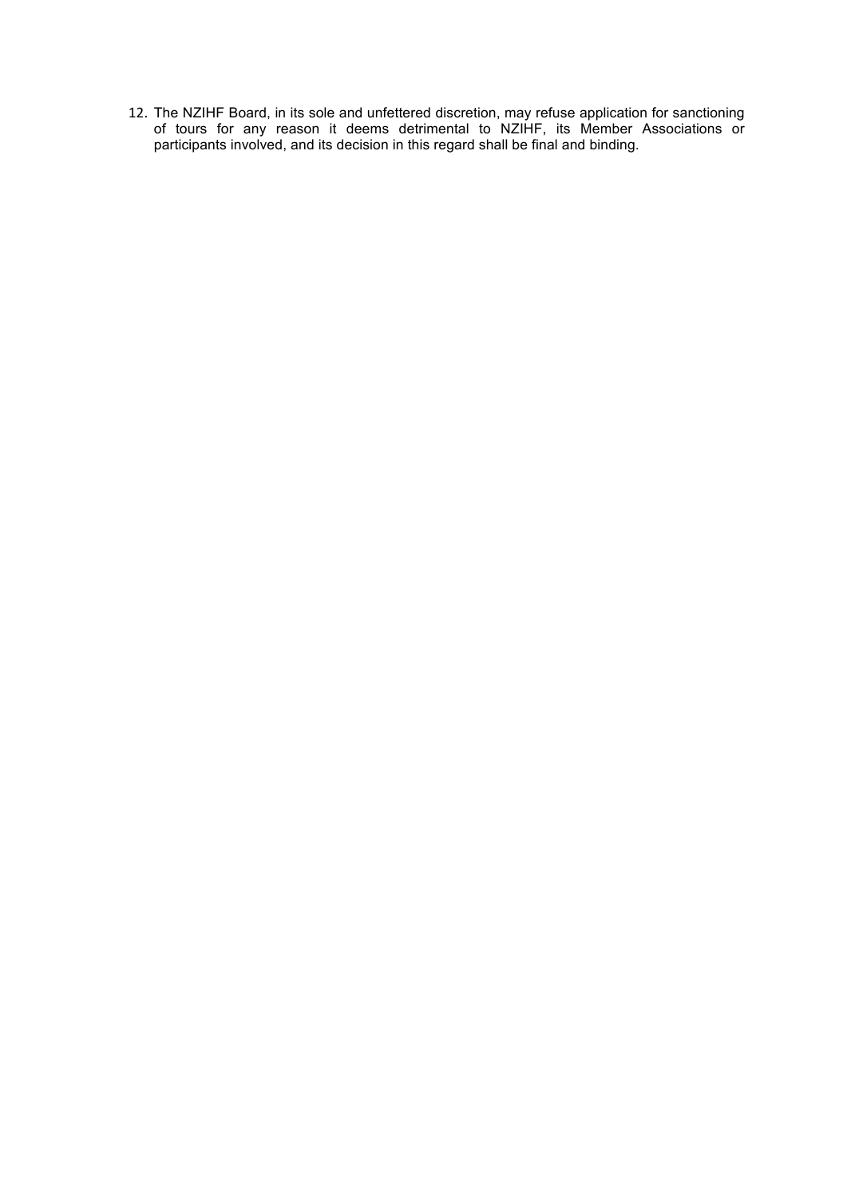12. The NZIHF Board, in its sole and unfettered discretion, may refuse application for sanctioning of tours for any reason it deems detrimental to NZIHF, its Member Associations or participants involved, and its decision in this regard shall be final and binding.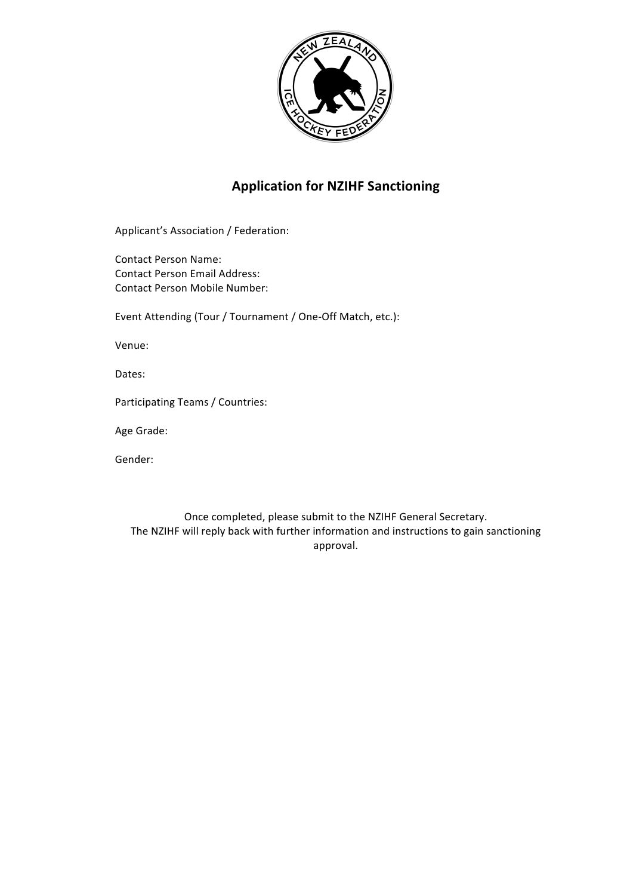# Application for NZIHF Sanctioning

Applicant's Association / Federation:

Contact Person Name:
Contact Person Email Address:
Contact Person Mobile Number:

Event Attending (Tour / Tournament / One-Off Match, etc.):

Venue:

Dates:

Participating Teams / Countries:

Age Grade:

Gender:

Once completed, please submit to the NZIHF General Secretary.
The NZIHF will reply back with further information and instructions to gain sanctioning approval.